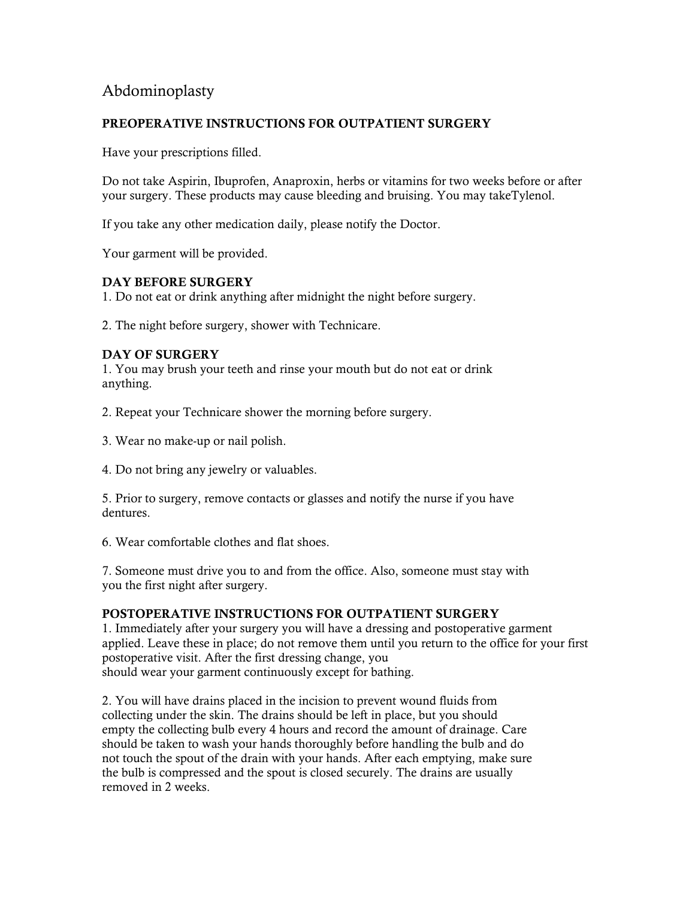# Abdominoplasty

## PREOPERATIVE INSTRUCTIONS FOR OUTPATIENT SURGERY

Have your prescriptions filled.

Do not take Aspirin, Ibuprofen, Anaproxin, herbs or vitamins for two weeks before or after your surgery. These products may cause bleeding and bruising. You may takeTylenol.

If you take any other medication daily, please notify the Doctor.

Your garment will be provided.

### DAY BEFORE SURGERY

1. Do not eat or drink anything after midnight the night before surgery.
2. The night before surgery, shower with Technicare.

### DAY OF SURGERY

1. You may brush your teeth and rinse your mouth but do not eat or drink anything.
2. Repeat your Technicare shower the morning before surgery.
3. Wear no make-up or nail polish.
4. Do not bring any jewelry or valuables.
5. Prior to surgery, remove contacts or glasses and notify the nurse if you have dentures.
6. Wear comfortable clothes and flat shoes.
7. Someone must drive you to and from the office. Also, someone must stay with you the first night after surgery.

## POSTOPERATIVE INSTRUCTIONS FOR OUTPATIENT SURGERY

1. Immediately after your surgery you will have a dressing and postoperative garment applied. Leave these in place; do not remove them until you return to the office for your first postoperative visit. After the first dressing change, you should wear your garment continuously except for bathing.

2. You will have drains placed in the incision to prevent wound fluids from collecting under the skin. The drains should be left in place, but you should empty the collecting bulb every 4 hours and record the amount of drainage. Care should be taken to wash your hands thoroughly before handling the bulb and do not touch the spout of the drain with your hands. After each emptying, make sure the bulb is compressed and the spout is closed securely. The drains are usually removed in 2 weeks.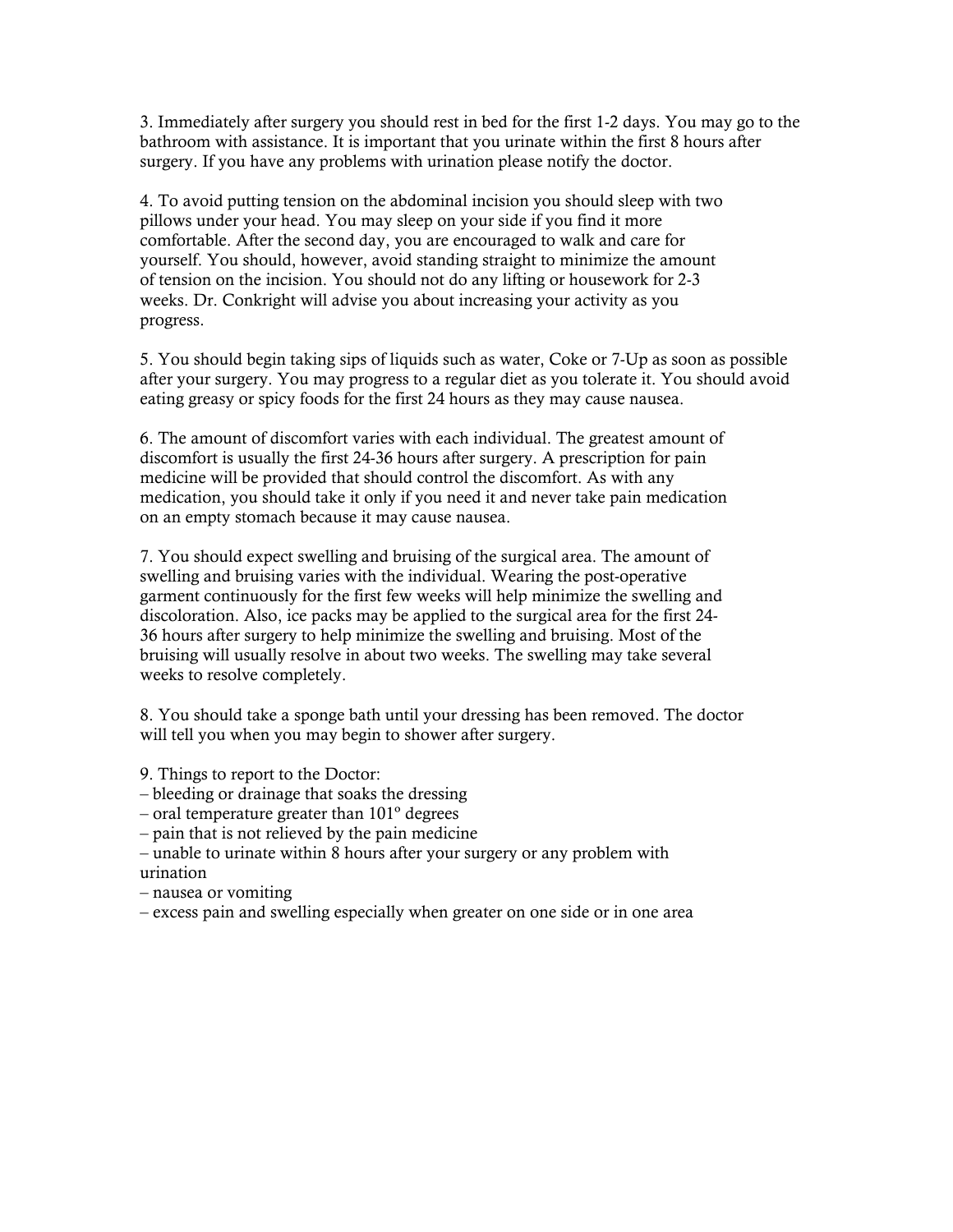3. Immediately after surgery you should rest in bed for the first 1-2 days. You may go to the bathroom with assistance. It is important that you urinate within the first 8 hours after surgery. If you have any problems with urination please notify the doctor.

4. To avoid putting tension on the abdominal incision you should sleep with two pillows under your head. You may sleep on your side if you find it more comfortable. After the second day, you are encouraged to walk and care for yourself. You should, however, avoid standing straight to minimize the amount of tension on the incision. You should not do any lifting or housework for 2-3 weeks. Dr. Conkright will advise you about increasing your activity as you progress.

5. You should begin taking sips of liquids such as water, Coke or 7-Up as soon as possible after your surgery. You may progress to a regular diet as you tolerate it. You should avoid eating greasy or spicy foods for the first 24 hours as they may cause nausea.

6. The amount of discomfort varies with each individual. The greatest amount of discomfort is usually the first 24-36 hours after surgery. A prescription for pain medicine will be provided that should control the discomfort. As with any medication, you should take it only if you need it and never take pain medication on an empty stomach because it may cause nausea.

7. You should expect swelling and bruising of the surgical area. The amount of swelling and bruising varies with the individual. Wearing the post-operative garment continuously for the first few weeks will help minimize the swelling and discoloration. Also, ice packs may be applied to the surgical area for the first 24-36 hours after surgery to help minimize the swelling and bruising. Most of the bruising will usually resolve in about two weeks. The swelling may take several weeks to resolve completely.

8. You should take a sponge bath until your dressing has been removed. The doctor will tell you when you may begin to shower after surgery.

9. Things to report to the Doctor:
– bleeding or drainage that soaks the dressing
– oral temperature greater than 101º degrees
– pain that is not relieved by the pain medicine
– unable to urinate within 8 hours after your surgery or any problem with urination
– nausea or vomiting
– excess pain and swelling especially when greater on one side or in one area